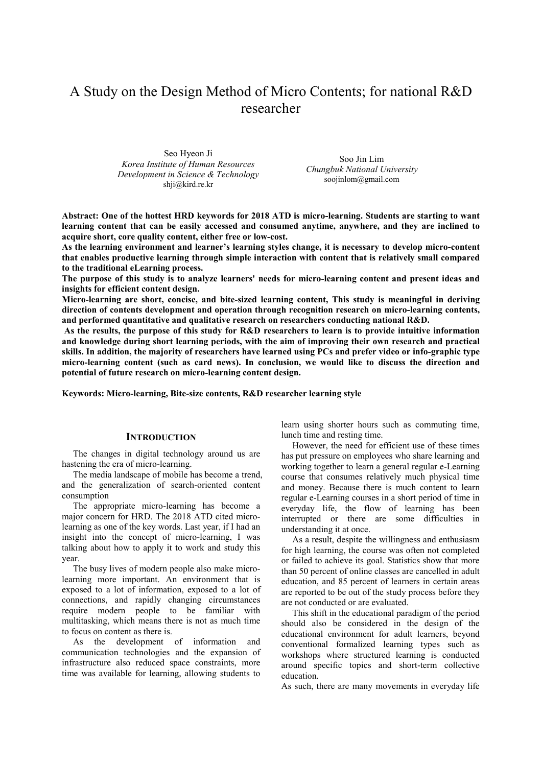# A Study on the Design Method of Micro Contents; for national R&D researcher

Seo Hyeon Ji
*Korea Institute of Human Resources Development in Science & Technology*
shji@kird.re.kr

Soo Jin Lim
*Chungbuk National University*
soojinlom@gmail.com

**Abstract: One of the hottest HRD keywords for 2018 ATD is micro-learning. Students are starting to want learning content that can be easily accessed and consumed anytime, anywhere, and they are inclined to acquire short, core quality content, either free or low-cost.**

**As the learning environment and learner's learning styles change, it is necessary to develop micro-content that enables productive learning through simple interaction with content that is relatively small compared to the traditional eLearning process.**

**The purpose of this study is to analyze learners' needs for micro-learning content and present ideas and insights for efficient content design.**

**Micro-learning are short, concise, and bite-sized learning content, This study is meaningful in deriving direction of contents development and operation through recognition research on micro-learning contents, and performed quantitative and qualitative research on researchers conducting national R&D.**

**As the results, the purpose of this study for R&D researchers to learn is to provide intuitive information and knowledge during short learning periods, with the aim of improving their own research and practical skills. In addition, the majority of researchers have learned using PCs and prefer video or info-graphic type micro-learning content (such as card news). In conclusion, we would like to discuss the direction and potential of future research on micro-learning content design.**

**Keywords: Micro-learning, Bite-size contents, R&D researcher learning style**

## INTRODUCTION

The changes in digital technology around us are hastening the era of micro-learning.

The media landscape of mobile has become a trend, and the generalization of search-oriented content consumption

The appropriate micro-learning has become a major concern for HRD. The 2018 ATD cited micro-learning as one of the key words. Last year, if I had an insight into the concept of micro-learning, I was talking about how to apply it to work and study this year.

The busy lives of modern people also make micro-learning more important. An environment that is exposed to a lot of information, exposed to a lot of connections, and rapidly changing circumstances require modern people to be familiar with multitasking, which means there is not as much time to focus on content as there is.

As the development of information and communication technologies and the expansion of infrastructure also reduced space constraints, more time was available for learning, allowing students to learn using shorter hours such as commuting time, lunch time and resting time.

However, the need for efficient use of these times has put pressure on employees who share learning and working together to learn a general regular e-Learning course that consumes relatively much physical time and money. Because there is much content to learn regular e-Learning courses in a short period of time in everyday life, the flow of learning has been interrupted or there are some difficulties in understanding it at once.

As a result, despite the willingness and enthusiasm for high learning, the course was often not completed or failed to achieve its goal. Statistics show that more than 50 percent of online classes are cancelled in adult education, and 85 percent of learners in certain areas are reported to be out of the study process before they are not conducted or are evaluated.

This shift in the educational paradigm of the period should also be considered in the design of the educational environment for adult learners, beyond conventional formalized learning types such as workshops where structured learning is conducted around specific topics and short-term collective education.

As such, there are many movements in everyday life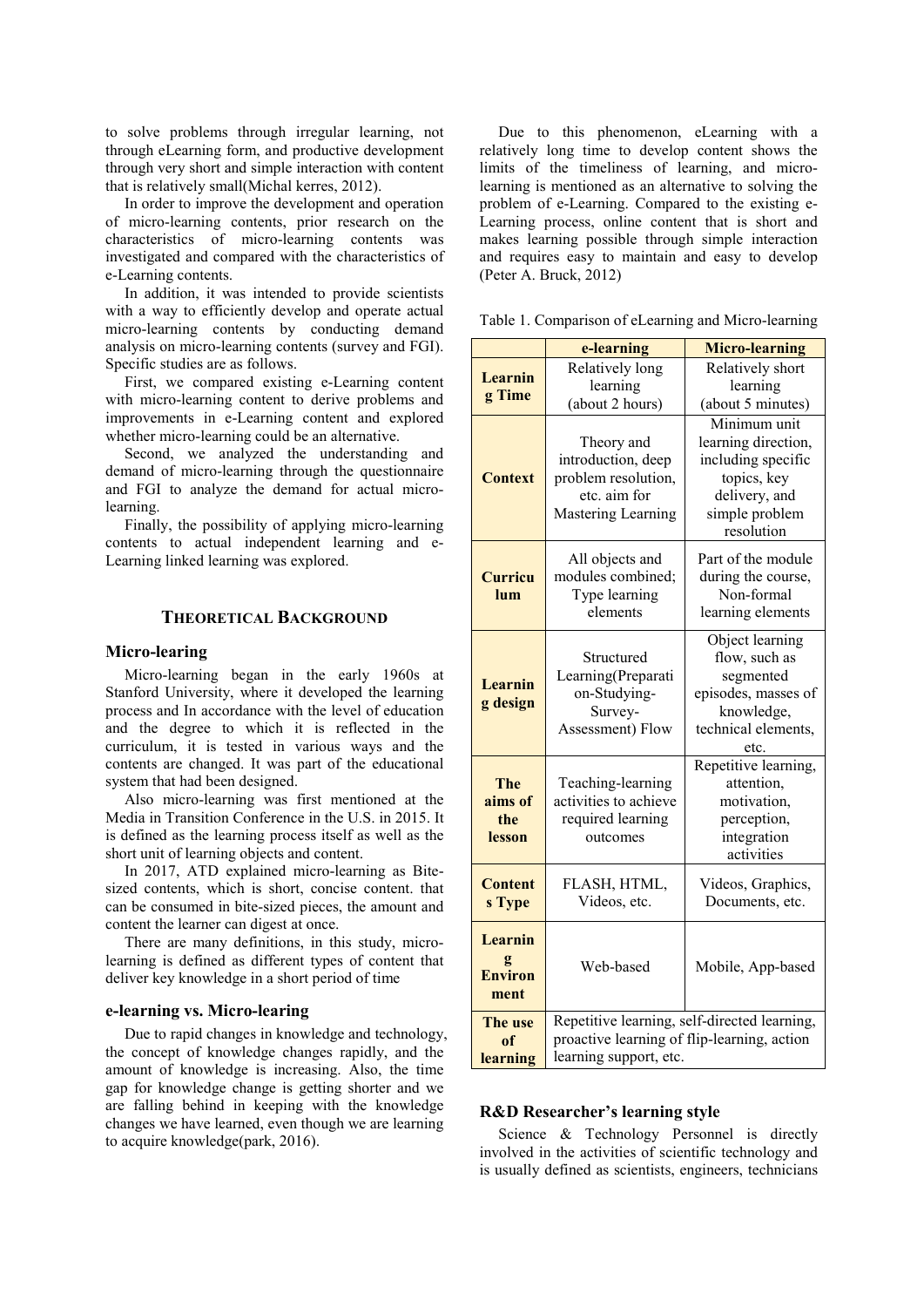to solve problems through irregular learning, not through eLearning form, and productive development through very short and simple interaction with content that is relatively small(Michal kerres, 2012).

In order to improve the development and operation of micro-learning contents, prior research on the characteristics of micro-learning contents was investigated and compared with the characteristics of e-Learning contents.

In addition, it was intended to provide scientists with a way to efficiently develop and operate actual micro-learning contents by conducting demand analysis on micro-learning contents (survey and FGI). Specific studies are as follows.

First, we compared existing e-Learning content with micro-learning content to derive problems and improvements in e-Learning content and explored whether micro-learning could be an alternative.

Second, we analyzed the understanding and demand of micro-learning through the questionnaire and FGI to analyze the demand for actual micro-learning.

Finally, the possibility of applying micro-learning contents to actual independent learning and e-Learning linked learning was explored.

## THEORETICAL BACKGROUND

### Micro-learing

Micro-learning began in the early 1960s at Stanford University, where it developed the learning process and In accordance with the level of education and the degree to which it is reflected in the curriculum, it is tested in various ways and the contents are changed. It was part of the educational system that had been designed.

Also micro-learning was first mentioned at the Media in Transition Conference in the U.S. in 2015. It is defined as the learning process itself as well as the short unit of learning objects and content.

In 2017, ATD explained micro-learning as Bite-sized contents, which is short, concise content. that can be consumed in bite-sized pieces, the amount and content the learner can digest at once.

There are many definitions, in this study, micro-learning is defined as different types of content that deliver key knowledge in a short period of time

### e-learning vs. Micro-learing

Due to rapid changes in knowledge and technology, the concept of knowledge changes rapidly, and the amount of knowledge is increasing. Also, the time gap for knowledge change is getting shorter and we are falling behind in keeping with the knowledge changes we have learned, even though we are learning to acquire knowledge(park, 2016).

Due to this phenomenon, eLearning with a relatively long time to develop content shows the limits of the timeliness of learning, and micro-learning is mentioned as an alternative to solving the problem of e-Learning. Compared to the existing e-Learning process, online content that is short and makes learning possible through simple interaction and requires easy to maintain and easy to develop (Peter A. Bruck, 2012)

Table 1. Comparison of eLearning and Micro-learning

| | e-learning | Micro-learning |
|---|---|---|
| **Learning Time** | Relatively long learning (about 2 hours) | Relatively short learning (about 5 minutes) |
| **Context** | Theory and introduction, deep problem resolution, etc. aim for Mastering Learning | Minimum unit learning direction, including specific topics, key delivery, and simple problem resolution |
| **Curriculum** | All objects and modules combined; Type learning elements | Part of the module during the course, Non-formal learning elements |
| **Learning design** | Structured Learning(Preparation-Studying-Survey-Assessment) Flow | Object learning flow, such as segmented episodes, masses of knowledge, technical elements, etc. |
| **The aims of the lesson** | Teaching-learning activities to achieve required learning outcomes | Repetitive learning, attention, motivation, perception, integration activities |
| **Contents Type** | FLASH, HTML, Videos, etc. | Videos, Graphics, Documents, etc. |
| **Learning Environment** | Web-based | Mobile, App-based |
| **The use of learning** | Repetitive learning, self-directed learning, proactive learning of flip-learning, action learning support, etc. | |

### R&D Researcher's learning style

Science & Technology Personnel is directly involved in the activities of scientific technology and is usually defined as scientists, engineers, technicians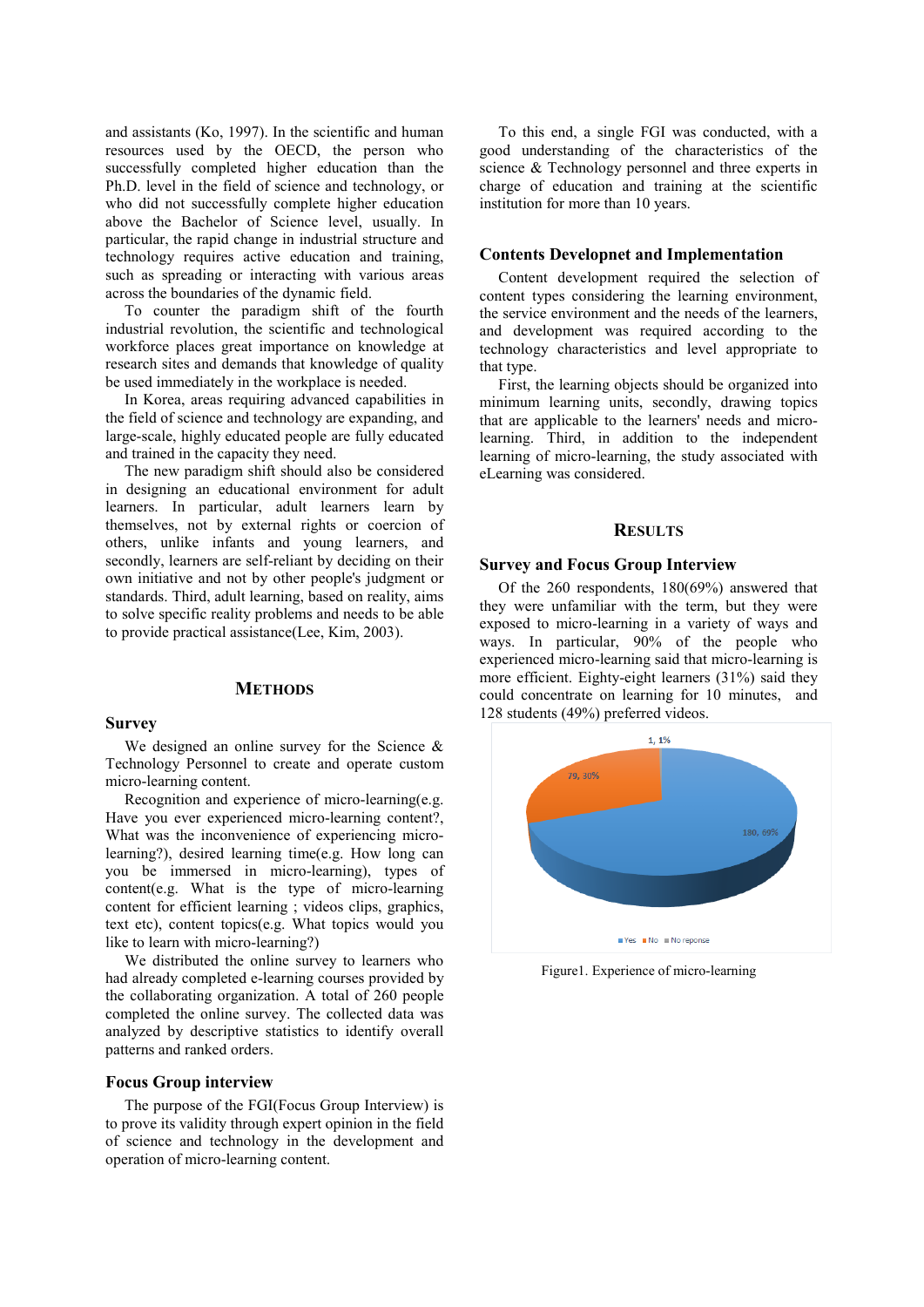and assistants (Ko, 1997). In the scientific and human resources used by the OECD, the person who successfully completed higher education than the Ph.D. level in the field of science and technology, or who did not successfully complete higher education above the Bachelor of Science level, usually. In particular, the rapid change in industrial structure and technology requires active education and training, such as spreading or interacting with various areas across the boundaries of the dynamic field.

To counter the paradigm shift of the fourth industrial revolution, the scientific and technological workforce places great importance on knowledge at research sites and demands that knowledge of quality be used immediately in the workplace is needed.

In Korea, areas requiring advanced capabilities in the field of science and technology are expanding, and large-scale, highly educated people are fully educated and trained in the capacity they need.

The new paradigm shift should also be considered in designing an educational environment for adult learners. In particular, adult learners learn by themselves, not by external rights or coercion of others, unlike infants and young learners, and secondly, learners are self-reliant by deciding on their own initiative and not by other people's judgment or standards. Third, adult learning, based on reality, aims to solve specific reality problems and needs to be able to provide practical assistance(Lee, Kim, 2003).

## METHODS

### Survey

We designed an online survey for the Science & Technology Personnel to create and operate custom micro-learning content.

Recognition and experience of micro-learning(e.g. Have you ever experienced micro-learning content?, What was the inconvenience of experiencing micro-learning?), desired learning time(e.g. How long can you be immersed in micro-learning), types of content(e.g. What is the type of micro-learning content for efficient learning ; videos clips, graphics, text etc), content topics(e.g. What topics would you like to learn with micro-learning?)

We distributed the online survey to learners who had already completed e-learning courses provided by the collaborating organization. A total of 260 people completed the online survey. The collected data was analyzed by descriptive statistics to identify overall patterns and ranked orders.

### Focus Group interview

The purpose of the FGI(Focus Group Interview) is to prove its validity through expert opinion in the field of science and technology in the development and operation of micro-learning content.

To this end, a single FGI was conducted, with a good understanding of the characteristics of the science & Technology personnel and three experts in charge of education and training at the scientific institution for more than 10 years.

### Contents Developnet and Implementation

Content development required the selection of content types considering the learning environment, the service environment and the needs of the learners, and development was required according to the technology characteristics and level appropriate to that type.

First, the learning objects should be organized into minimum learning units, secondly, drawing topics that are applicable to the learners' needs and micro-learning. Third, in addition to the independent learning of micro-learning, the study associated with eLearning was considered.

## RESULTS

### Survey and Focus Group Interview

Of the 260 respondents, 180(69%) answered that they were unfamiliar with the term, but they were exposed to micro-learning in a variety of ways and ways. In particular, 90% of the people who experienced micro-learning said that micro-learning is more efficient. Eighty-eight learners (31%) said they could concentrate on learning for 10 minutes, and 128 students (49%) preferred videos.

Figure1. Experience of micro-learning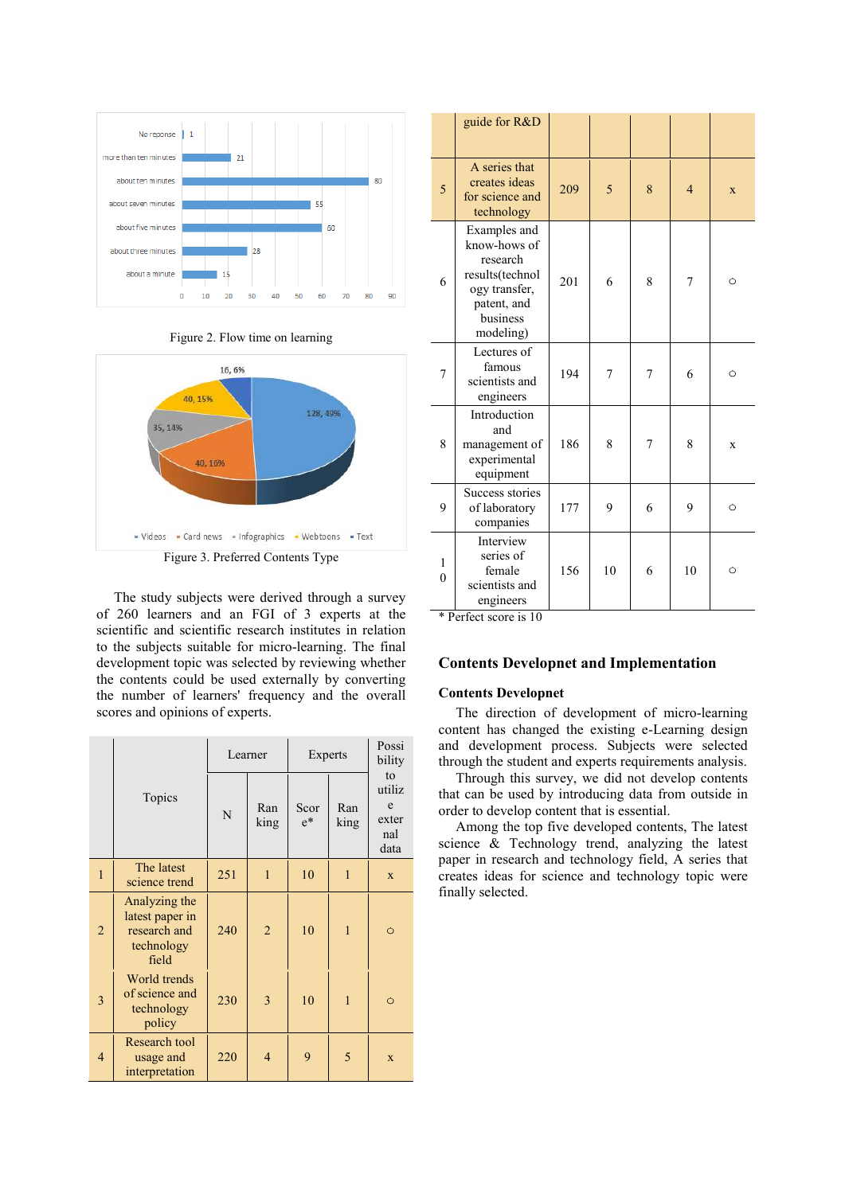Figure 2. Flow time on learning

Figure 3. Preferred Contents Type

The study subjects were derived through a survey of 260 learners and an FGI of 3 experts at the scientific and scientific research institutes in relation to the subjects suitable for micro-learning. The final development topic was selected by reviewing whether the contents could be used externally by converting the number of learners' frequency and the overall scores and opinions of experts.

|  | Topics | Learner |  | Experts |  | Possibility to utilize external data |
|---|---|---|---|---|---|---|
|  |  | N | Ranking | Score* | Ranking |  |
| 1 | The latest science trend | 251 | 1 | 10 | 1 | x |
| 2 | Analyzing the latest paper in research and technology field | 240 | 2 | 10 | 1 | ○ |
| 3 | World trends of science and technology policy | 230 | 3 | 10 | 1 | ○ |
| 4 | Research tool usage and interpretation guide for R&D | 220 | 4 | 9 | 5 | x |
| 5 | A series that creates ideas for science and technology | 209 | 5 | 8 | 4 | x |
| 6 | Examples and know-hows of research results(technology transfer, patent, and business modeling) | 201 | 6 | 8 | 7 | ○ |
| 7 | Lectures of famous scientists and engineers | 194 | 7 | 7 | 6 | ○ |
| 8 | Introduction and management of experimental equipment | 186 | 8 | 7 | 8 | x |
| 9 | Success stories of laboratory companies | 177 | 9 | 6 | 9 | ○ |
| 10 | Interview series of female scientists and engineers | 156 | 10 | 6 | 10 | ○ |

\* Perfect score is 10

## Contents Developnet and Implementation

### Contents Developnet

The direction of development of micro-learning content has changed the existing e-Learning design and development process. Subjects were selected through the student and experts requirements analysis.

Through this survey, we did not develop contents that can be used by introducing data from outside in order to develop content that is essential.

Among the top five developed contents, The latest science & Technology trend, analyzing the latest paper in research and technology field, A series that creates ideas for science and technology topic were finally selected.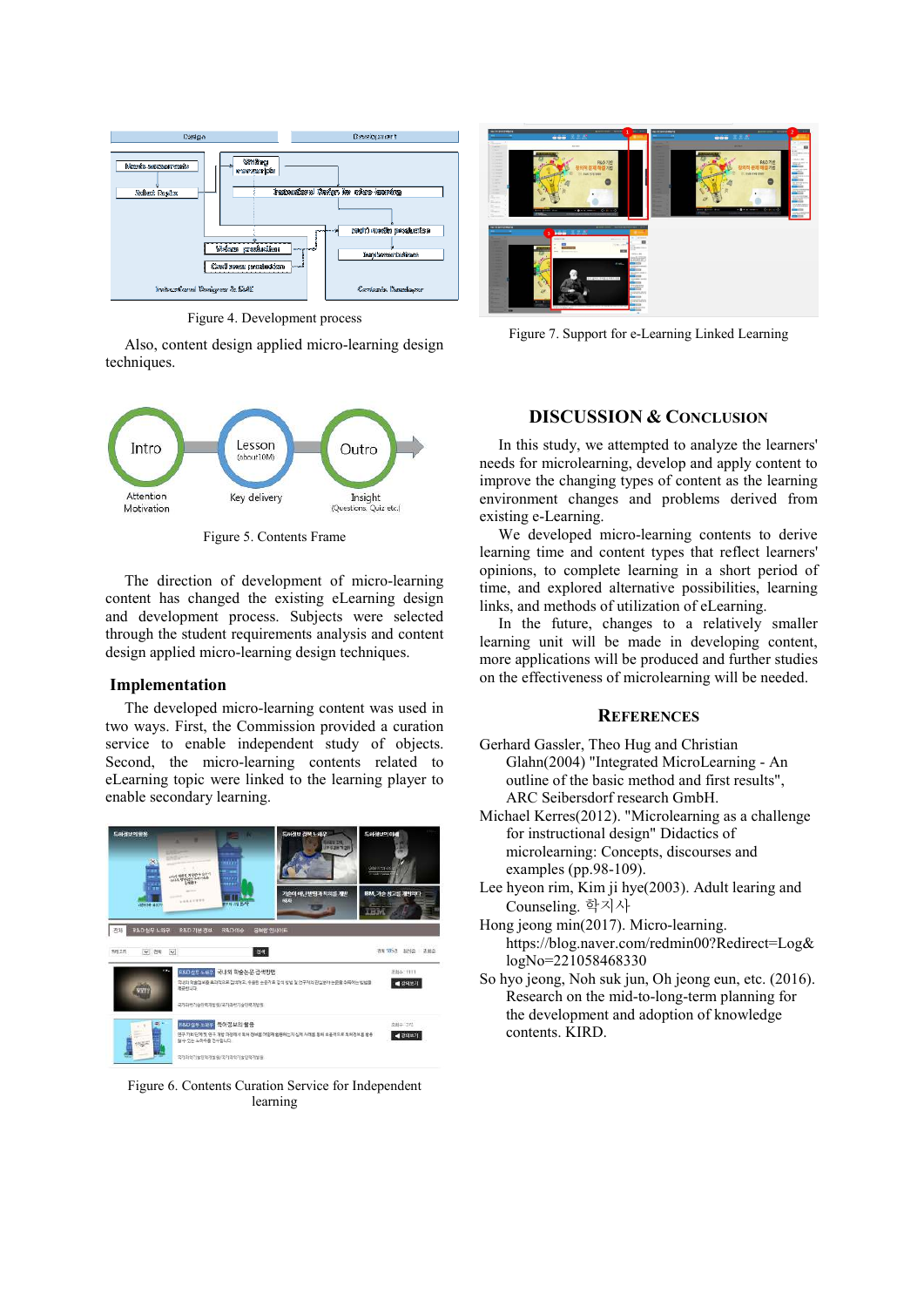Figure 4. Development process

Also, content design applied micro-learning design techniques.

Figure 5. Contents Frame

The direction of development of micro-learning content has changed the existing eLearning design and development process. Subjects were selected through the student requirements analysis and content design applied micro-learning design techniques.

## Implementation

The developed micro-learning content was used in two ways. First, the Commission provided a curation service to enable independent study of objects. Second, the micro-learning contents related to eLearning topic were linked to the learning player to enable secondary learning.

Figure 6. Contents Curation Service for Independent learning

Figure 7. Support for e-Learning Linked Learning

## DISCUSSION & CONCLUSION

In this study, we attempted to analyze the learners' needs for microlearning, develop and apply content to improve the changing types of content as the learning environment changes and problems derived from existing e-Learning.

We developed micro-learning contents to derive learning time and content types that reflect learners' opinions, to complete learning in a short period of time, and explored alternative possibilities, learning links, and methods of utilization of eLearning.

In the future, changes to a relatively smaller learning unit will be made in developing content, more applications will be produced and further studies on the effectiveness of microlearning will be needed.

## REFERENCES

Gerhard Gassler, Theo Hug and Christian Glahn(2004) "Integrated MicroLearning - An outline of the basic method and first results", ARC Seibersdorf research GmbH.

Michael Kerres(2012). "Microlearning as a challenge for instructional design" Didactics of microlearning: Concepts, discourses and examples (pp.98-109).

Lee hyeon rim, Kim ji hye(2003). Adult learing and Counseling. 학지사

Hong jeong min(2017). Micro-learning. https://blog.naver.com/redmin00?Redirect=Log&logNo=221058468330

So hyo jeong, Noh suk jun, Oh jeong eun, etc. (2016). Research on the mid-to-long-term planning for the development of knowledge contents. KIRD.